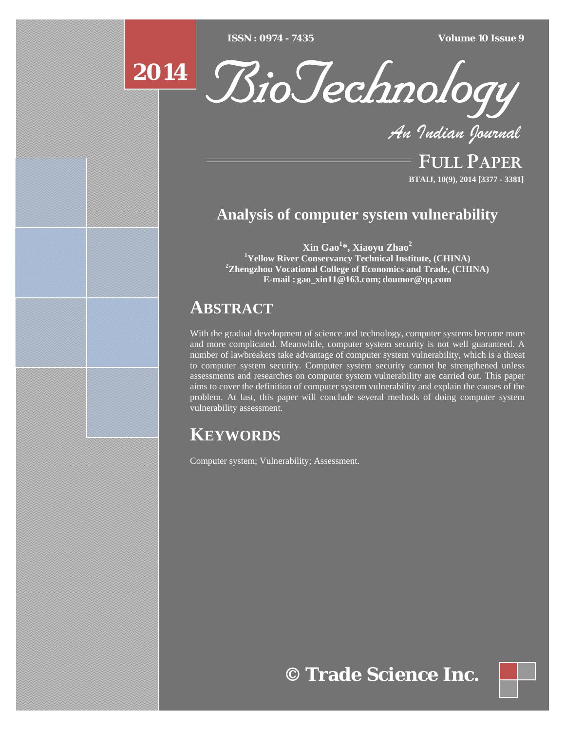# Analysis of computer system vulnerability

**Xin Gao[1]*, Xiaoyu Zhao[2]**

[1]Yellow River Conservancy Technical Institute, (CHINA)

[2]Zhengzhou Vocational College of Economics and Trade, (CHINA)

E-mail : gao_xin11@163.com; doumor@qq.com

## ABSTRACT

With the gradual development of science and technology, computer systems become more and more complicated. Meanwhile, computer system security is not well guaranteed. A number of lawbreakers take advantage of computer system vulnerability, which is a threat to computer system security. Computer system security cannot be strengthened unless assessments and researches on computer system vulnerability are carried out. This paper aims to cover the definition of computer system vulnerability and explain the causes of the problem. At last, this paper will conclude several methods of doing computer system vulnerability assessment.

## KEYWORDS

Computer system; Vulnerability; Assessment.

© Trade Science Inc.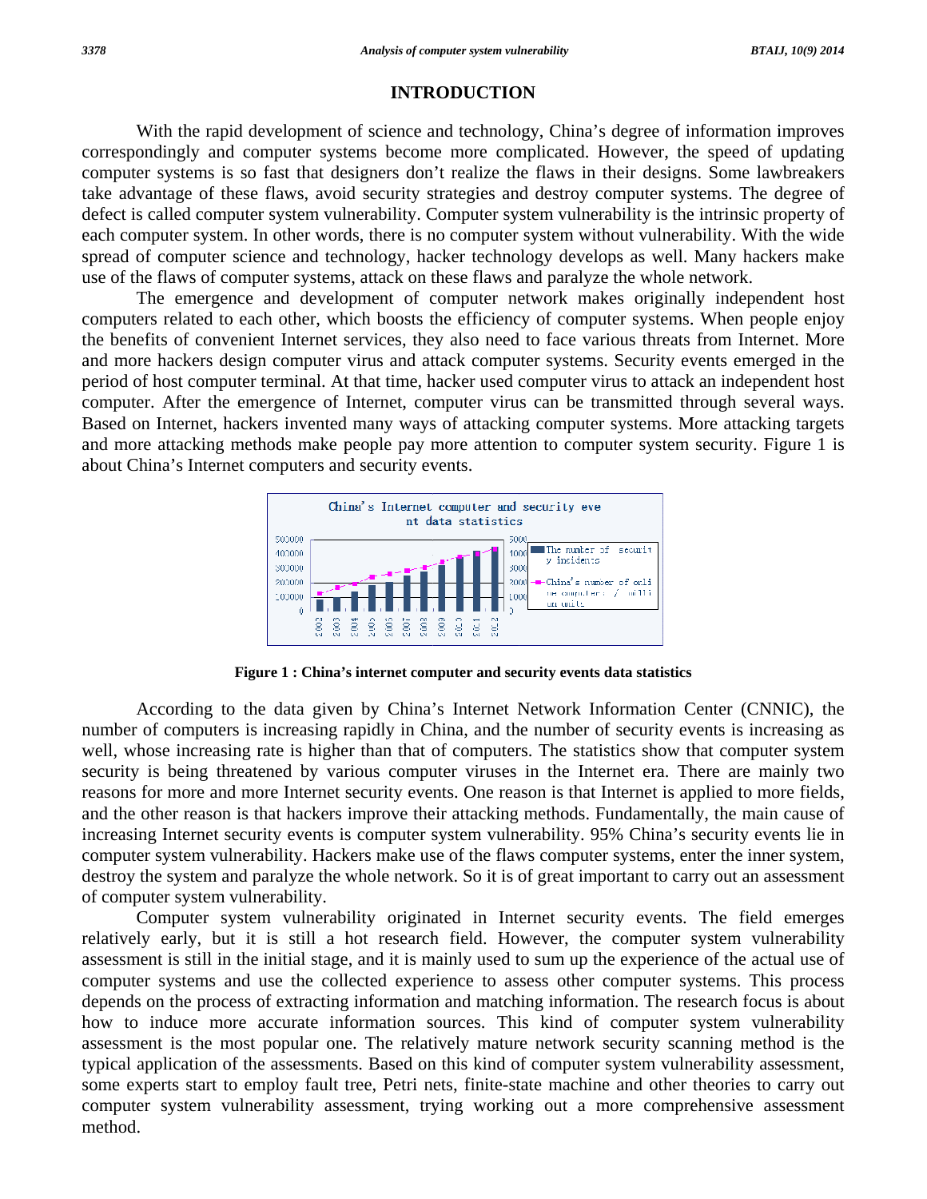## INTRODUCTION

With the rapid development of science and technology, China's degree of information improves correspondingly and computer systems become more complicated. However, the speed of updating computer systems is so fast that designers don't realize the flaws in their designs. Some lawbreakers take advantage of these flaws, avoid security strategies and destroy computer systems. The degree of defect is called computer system vulnerability. Computer system vulnerability is the intrinsic property of each computer system. In other words, there is no computer system without vulnerability. With the wide spread of computer science and technology, hacker technology develops as well. Many hackers make use of the flaws of computer systems, attack on these flaws and paralyze the whole network.

The emergence and development of computer network makes originally independent host computers related to each other, which boosts the efficiency of computer systems. When people enjoy the benefits of convenient Internet services, they also need to face various threats from Internet. More and more hackers design computer virus and attack computer systems. Security events emerged in the period of host computer terminal. At that time, hacker used computer virus to attack an independent host computer. After the emergence of Internet, computer virus can be transmitted through several ways. Based on Internet, hackers invented many ways of attacking computer systems. More attacking targets and more attacking methods make people pay more attention to computer system security. Figure 1 is about China's Internet computers and security events.

**Figure 1 : China's internet computer and security events data statistics**

According to the data given by China's Internet Network Information Center (CNNIC), the number of computers is increasing rapidly in China, and the number of security events is increasing as well, whose increasing rate is higher than that of computers. The statistics show that computer system security is being threatened by various computer viruses in the Internet era. There are mainly two reasons for more and more Internet security events. One reason is that Internet is applied to more fields, and the other reason is that hackers improve their attacking methods. Fundamentally, the main cause of increasing Internet security events is computer system vulnerability. 95% China's security events lie in computer system vulnerability. Hackers make use of the flaws computer systems, enter the inner system, destroy the system and paralyze the whole network. So it is of great important to carry out an assessment of computer system vulnerability.

Computer system vulnerability originated in Internet security events. The field emerges relatively early, but it is still a hot research field. However, the computer system vulnerability assessment is still in the initial stage, and it is mainly used to sum up the experience of the actual use of computer systems and use the collected experience to assess other computer systems. This process depends on the process of extracting information and matching information. The research focus is about how to induce more accurate information sources. This kind of computer system vulnerability assessment is the most popular one. The relatively mature network security scanning method is the typical application of the assessments. Based on this kind of computer system vulnerability assessment, some experts start to employ fault tree, Petri nets, finite-state machine and other theories to carry out computer system vulnerability assessment, trying working out a more comprehensive assessment method.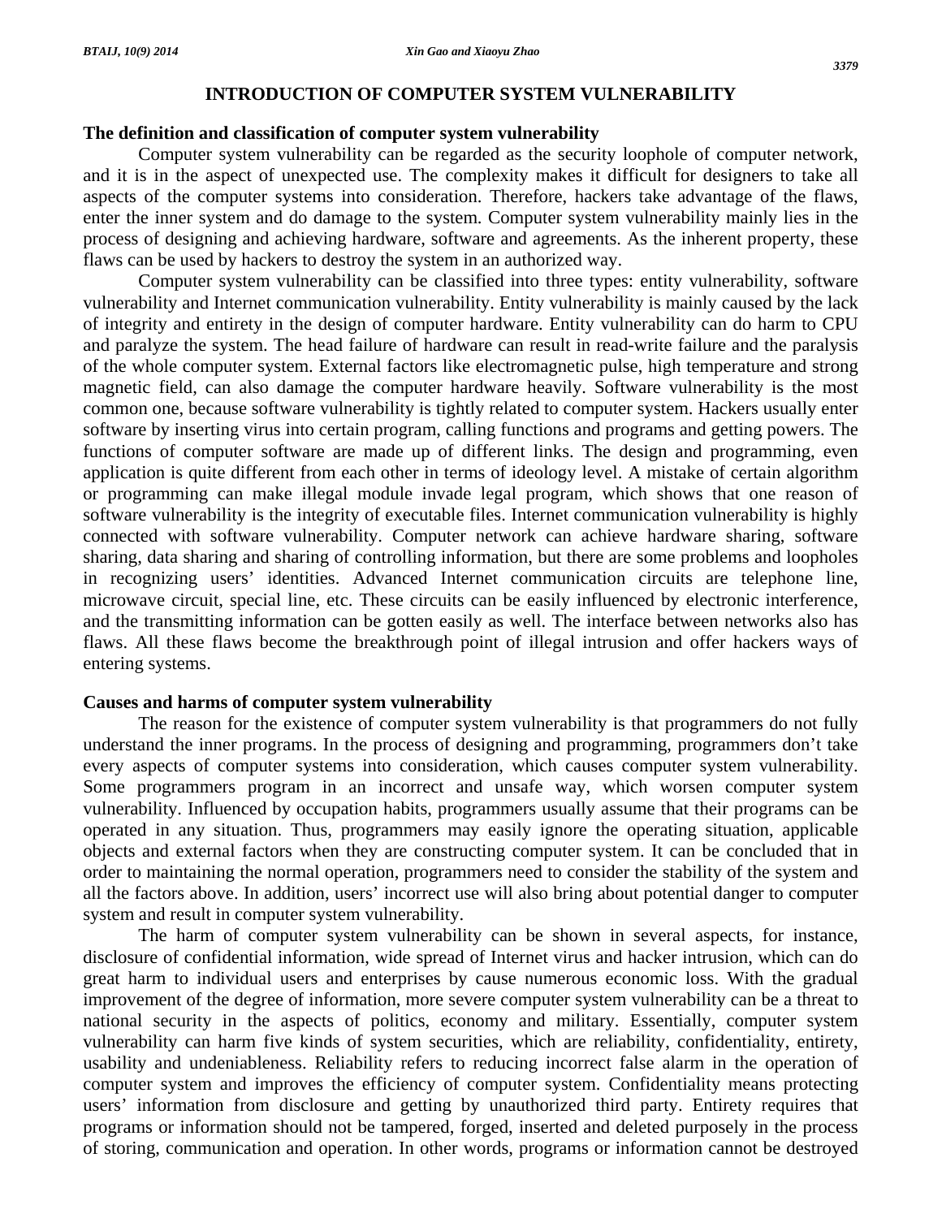## INTRODUCTION OF COMPUTER SYSTEM VULNERABILITY

### The definition and classification of computer system vulnerability

Computer system vulnerability can be regarded as the security loophole of computer network, and it is in the aspect of unexpected use. The complexity makes it difficult for designers to take all aspects of the computer systems into consideration. Therefore, hackers take advantage of the flaws, enter the inner system and do damage to the system. Computer system vulnerability mainly lies in the process of designing and achieving hardware, software and agreements. As the inherent property, these flaws can be used by hackers to destroy the system in an authorized way.

Computer system vulnerability can be classified into three types: entity vulnerability, software vulnerability and Internet communication vulnerability. Entity vulnerability is mainly caused by the lack of integrity and entirety in the design of computer hardware. Entity vulnerability can do harm to CPU and paralyze the system. The head failure of hardware can result in read-write failure and the paralysis of the whole computer system. External factors like electromagnetic pulse, high temperature and strong magnetic field, can also damage the computer hardware heavily. Software vulnerability is the most common one, because software vulnerability is tightly related to computer system. Hackers usually enter software by inserting virus into certain program, calling functions and programs and getting powers. The functions of computer software are made up of different links. The design and programming, even application is quite different from each other in terms of ideology level. A mistake of certain algorithm or programming can make illegal module invade legal program, which shows that one reason of software vulnerability is the integrity of executable files. Internet communication vulnerability is highly connected with software vulnerability. Computer network can achieve hardware sharing, software sharing, data sharing and sharing of controlling information, but there are some problems and loopholes in recognizing users' identities. Advanced Internet communication circuits are telephone line, microwave circuit, special line, etc. These circuits can be easily influenced by electronic interference, and the transmitting information can be gotten easily as well. The interface between networks also has flaws. All these flaws become the breakthrough point of illegal intrusion and offer hackers ways of entering systems.

### Causes and harms of computer system vulnerability

The reason for the existence of computer system vulnerability is that programmers do not fully understand the inner programs. In the process of designing and programming, programmers don't take every aspects of computer systems into consideration, which causes computer system vulnerability. Some programmers program in an incorrect and unsafe way, which worsen computer system vulnerability. Influenced by occupation habits, programmers usually assume that their programs can be operated in any situation. Thus, programmers may easily ignore the operating situation, applicable objects and external factors when they are constructing computer system. It can be concluded that in order to maintaining the normal operation, programmers need to consider the stability of the system and all the factors above. In addition, users' incorrect use will also bring about potential danger to computer system and result in computer system vulnerability.

The harm of computer system vulnerability can be shown in several aspects, for instance, disclosure of confidential information, wide spread of Internet virus and hacker intrusion, which can do great harm to individual users and enterprises by cause numerous economic loss. With the gradual improvement of the degree of information, more severe computer system vulnerability can be a threat to national security in the aspects of politics, economy and military. Essentially, computer system vulnerability can harm five kinds of system securities, which are reliability, confidentiality, entirety, usability and undeniableness. Reliability refers to reducing incorrect false alarm in the operation of computer system and improves the efficiency of computer system. Confidentiality means protecting users' information from disclosure and getting by unauthorized third party. Entirety requires that programs or information should not be tampered, forged, inserted and deleted purposely in the process of storing, communication and operation. In other words, programs or information cannot be destroyed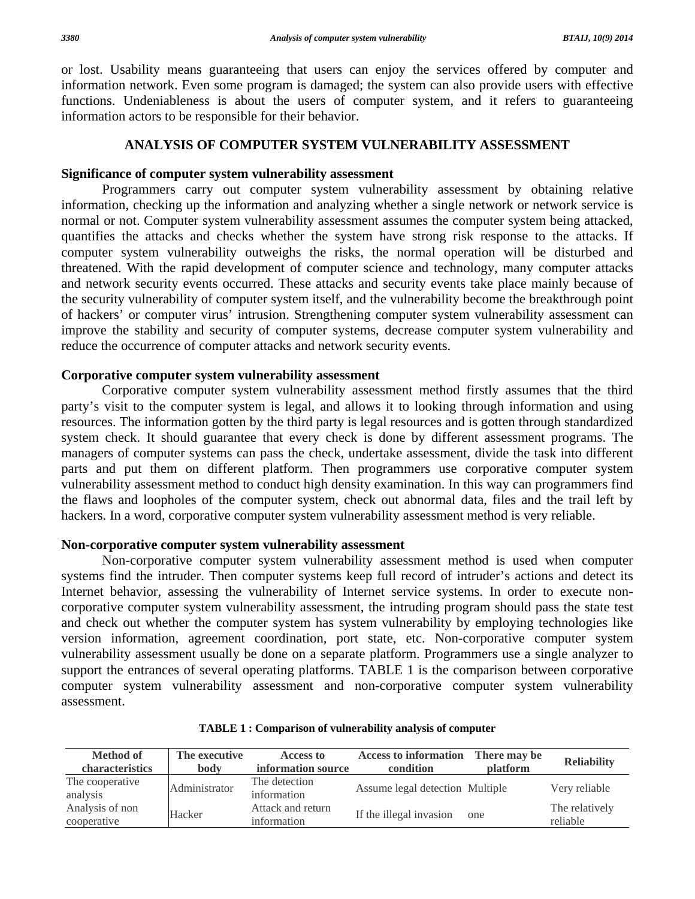or lost. Usability means guaranteeing that users can enjoy the services offered by computer and information network. Even some program is damaged; the system can also provide users with effective functions. Undeniableness is about the users of computer system, and it refers to guaranteeing information actors to be responsible for their behavior.

## ANALYSIS OF COMPUTER SYSTEM VULNERABILITY ASSESSMENT

### Significance of computer system vulnerability assessment

Programmers carry out computer system vulnerability assessment by obtaining relative information, checking up the information and analyzing whether a single network or network service is normal or not. Computer system vulnerability assessment assumes the computer system being attacked, quantifies the attacks and checks whether the system have strong risk response to the attacks. If computer system vulnerability outweighs the risks, the normal operation will be disturbed and threatened. With the rapid development of computer science and technology, many computer attacks and network security events occurred. These attacks and security events take place mainly because of the security vulnerability of computer system itself, and the vulnerability become the breakthrough point of hackers' or computer virus' intrusion. Strengthening computer system vulnerability assessment can improve the stability and security of computer systems, decrease computer system vulnerability and reduce the occurrence of computer attacks and network security events.

### Corporative computer system vulnerability assessment

Corporative computer system vulnerability assessment method firstly assumes that the third party's visit to the computer system is legal, and allows it to looking through information and using resources. The information gotten by the third party is legal resources and is gotten through standardized system check. It should guarantee that every check is done by different assessment programs. The managers of computer systems can pass the check, undertake assessment, divide the task into different parts and put them on different platform. Then programmers use corporative computer system vulnerability assessment method to conduct high density examination. In this way can programmers find the flaws and loopholes of the computer system, check out abnormal data, files and the trail left by hackers. In a word, corporative computer system vulnerability assessment method is very reliable.

### Non-corporative computer system vulnerability assessment

Non-corporative computer system vulnerability assessment method is used when computer systems find the intruder. Then computer systems keep full record of intruder's actions and detect its Internet behavior, assessing the vulnerability of Internet service systems. In order to execute non-corporative computer system vulnerability assessment, the intruding program should pass the state test and check out whether the computer system has system vulnerability by employing technologies like version information, agreement coordination, port state, etc. Non-corporative computer system vulnerability assessment usually be done on a separate platform. Programmers use a single analyzer to support the entrances of several operating platforms. TABLE 1 is the comparison between corporative computer system vulnerability assessment and non-corporative computer system vulnerability assessment.

**TABLE 1 : Comparison of vulnerability analysis of computer**

| Method of characteristics | The executive body | Access to information source | Access to information condition | There may be platform | Reliability |
|---|---|---|---|---|---|
| The cooperative analysis | Administrator | The detection information | Assume legal detection | Multiple | Very reliable |
| Analysis of non cooperative | Hacker | Attack and return information | If the illegal invasion | one | The relatively reliable |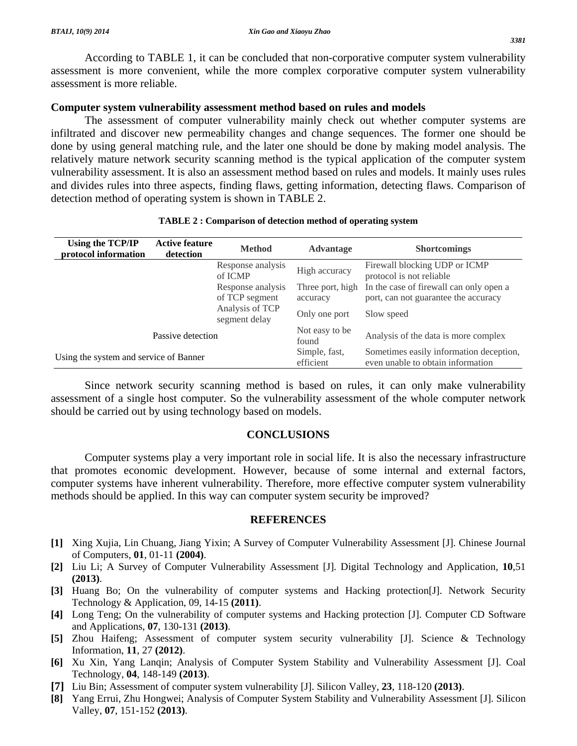According to TABLE 1, it can be concluded that non-corporative computer system vulnerability assessment is more convenient, while the more complex corporative computer system vulnerability assessment is more reliable.

### Computer system vulnerability assessment method based on rules and models

The assessment of computer vulnerability mainly check out whether computer systems are infiltrated and discover new permeability changes and change sequences. The former one should be done by using general matching rule, and the later one should be done by making model analysis. The relatively mature network security scanning method is the typical application of the computer system vulnerability assessment. It is also an assessment method based on rules and models. It mainly uses rules and divides rules into three aspects, finding flaws, getting information, detecting flaws. Comparison of detection method of operating system is shown in TABLE 2.

**TABLE 2 : Comparison of detection method of operating system**

| Using the TCP/IP protocol information | Active feature detection | Method | Advantage | Shortcomings |
|---|---|---|---|---|
| | | Response analysis of ICMP | High accuracy | Firewall blocking UDP or ICMP protocol is not reliable |
| | | Response analysis of TCP segment | Three port, high accuracy | In the case of firewall can only open a port, can not guarantee the accuracy |
| | | Analysis of TCP segment delay | Only one port | Slow speed |
| Passive detection | | | Not easy to be found | Analysis of the data is more complex |
| Using the system and service of Banner | | | Simple, fast, efficient | Sometimes easily information deception, even unable to obtain information |

Since network security scanning method is based on rules, it can only make vulnerability assessment of a single host computer. So the vulnerability assessment of the whole computer network should be carried out by using technology based on models.

## CONCLUSIONS

Computer systems play a very important role in social life. It is also the necessary infrastructure that promotes economic development. However, because of some internal and external factors, computer systems have inherent vulnerability. Therefore, more effective computer system vulnerability methods should be applied. In this way can computer system security be improved?

## REFERENCES

**[1]** Xing Xujia, Lin Chuang, Jiang Yixin; A Survey of Computer Vulnerability Assessment [J]. Chinese Journal of Computers, **01**, 01-11 **(2004)**.

**[2]** Liu Li; A Survey of Computer Vulnerability Assessment [J]. Digital Technology and Application, **10**,51 **(2013)**.

**[3]** Huang Bo; On the vulnerability of computer systems and Hacking protection[J]. Network Security Technology & Application, 09, 14-15 **(2011)**.

**[4]** Long Teng; On the vulnerability of computer systems and Hacking protection [J]. Computer CD Software and Applications, **07**, 130-131 **(2013)**.

**[5]** Zhou Haifeng; Assessment of computer system security vulnerability [J]. Science & Technology Information, **11**, 27 **(2012)**.

**[6]** Xu Xin, Yang Lanqin; Analysis of Computer System Stability and Vulnerability Assessment [J]. Coal Technology, **04**, 148-149 **(2013)**.

**[7]** Liu Bin; Assessment of computer system vulnerability [J]. Silicon Valley, **23**, 118-120 **(2013)**.

**[8]** Yang Errui, Zhu Hongwei; Analysis of Computer System Stability and Vulnerability Assessment [J]. Silicon Valley, **07**, 151-152 **(2013)**.